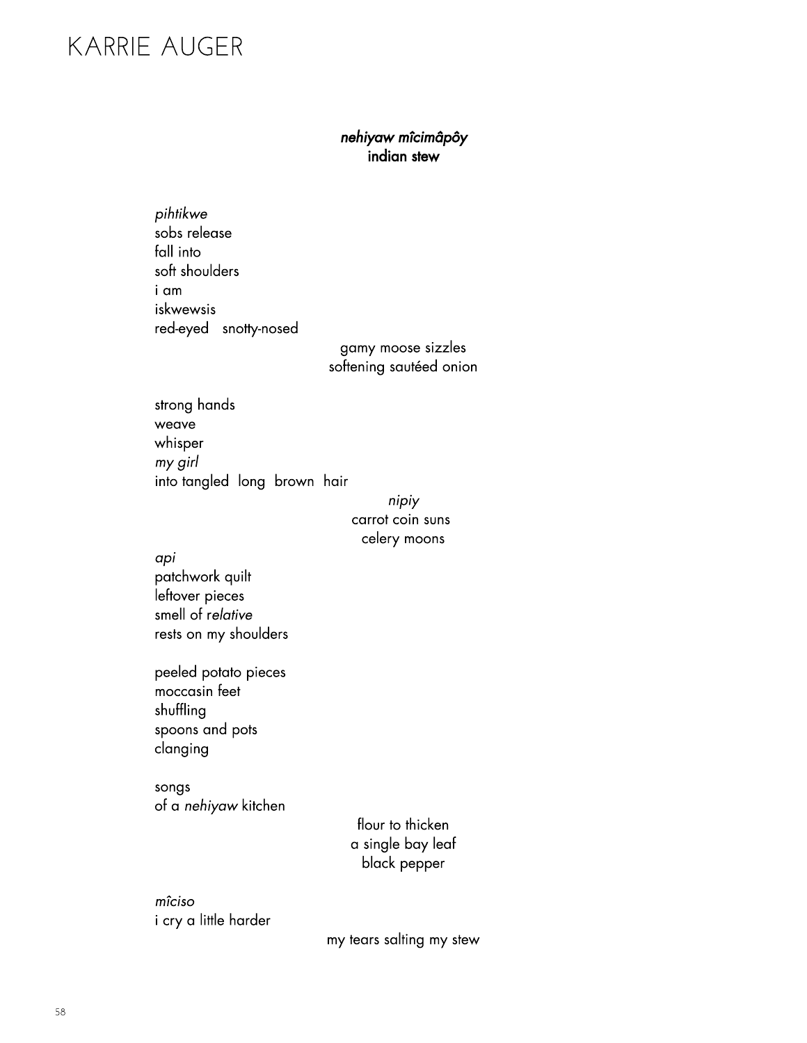# KARRIE AUGER

## *nehiyaw mîcimâpôy*
## indian stew

*pihtikwe*
sobs release
fall into
soft shoulders
i am
iskwewsis
red-eyed   snotty-nosed

gamy moose sizzles
softening sautéed onion

strong hands
weave
whisper
*my girl*
into tangled  long  brown  hair

*nipiy*
carrot coin suns
celery moons

*api*
patchwork quilt
leftover pieces
smell of r*elative*
rests on my shoulders

peeled potato pieces
moccasin feet
shuffling
spoons and pots
clanging

songs
of a *nehiyaw* kitchen

flour to thicken
a single bay leaf
black pepper

*mîciso*
i cry a little harder

my tears salting my stew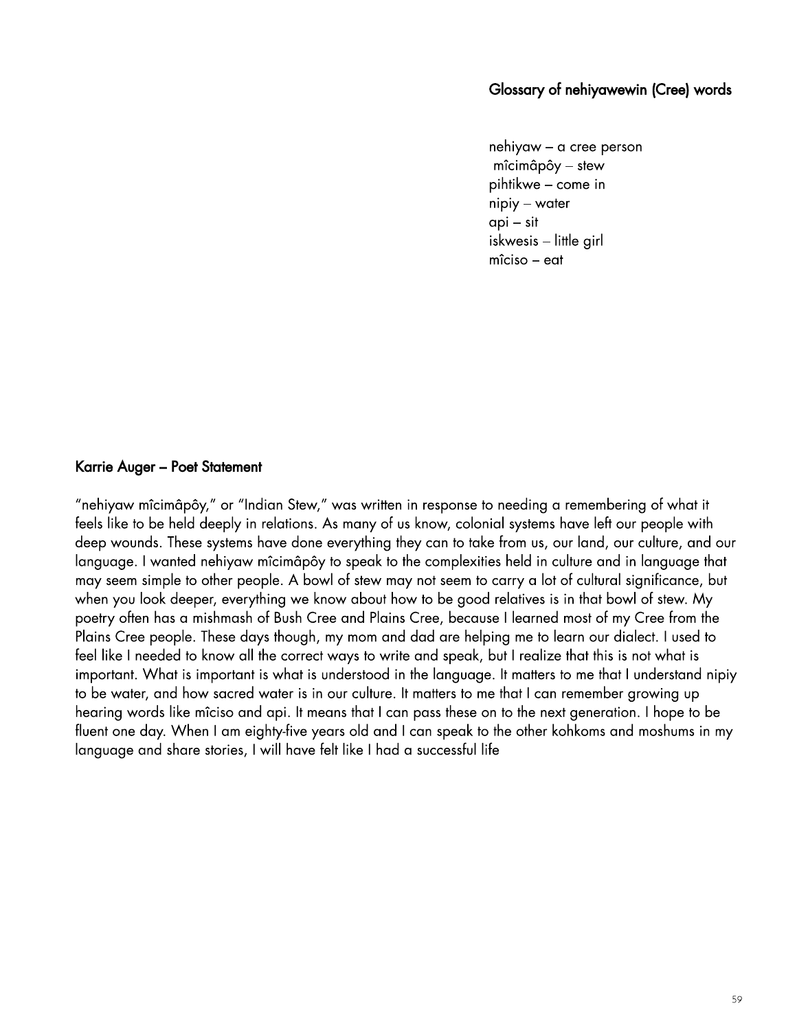## Glossary of nehiyawewin (Cree) words

nehiyaw – a cree person
mîcimâpôy – stew
pihtikwe – come in
nipiy – water
api – sit
iskwesis – little girl
mîciso – eat

## Karrie Auger – Poet Statement

"nehiyaw mîcimâpôy," or "Indian Stew," was written in response to needing a remembering of what it feels like to be held deeply in relations. As many of us know, colonial systems have left our people with deep wounds. These systems have done everything they can to take from us, our land, our culture, and our language. I wanted nehiyaw mîcimâpôy to speak to the complexities held in culture and in language that may seem simple to other people. A bowl of stew may not seem to carry a lot of cultural significance, but when you look deeper, everything we know about how to be good relatives is in that bowl of stew. My poetry often has a mishmash of Bush Cree and Plains Cree, because I learned most of my Cree from the Plains Cree people. These days though, my mom and dad are helping me to learn our dialect. I used to feel like I needed to know all the correct ways to write and speak, but I realize that this is not what is important. What is important is what is understood in the language. It matters to me that I understand nipiy to be water, and how sacred water is in our culture. It matters to me that I can remember growing up hearing words like mîciso and api. It means that I can pass these on to the next generation. I hope to be fluent one day. When I am eighty-five years old and I can speak to the other kohkoms and moshums in my language and share stories, I will have felt like I had a successful life